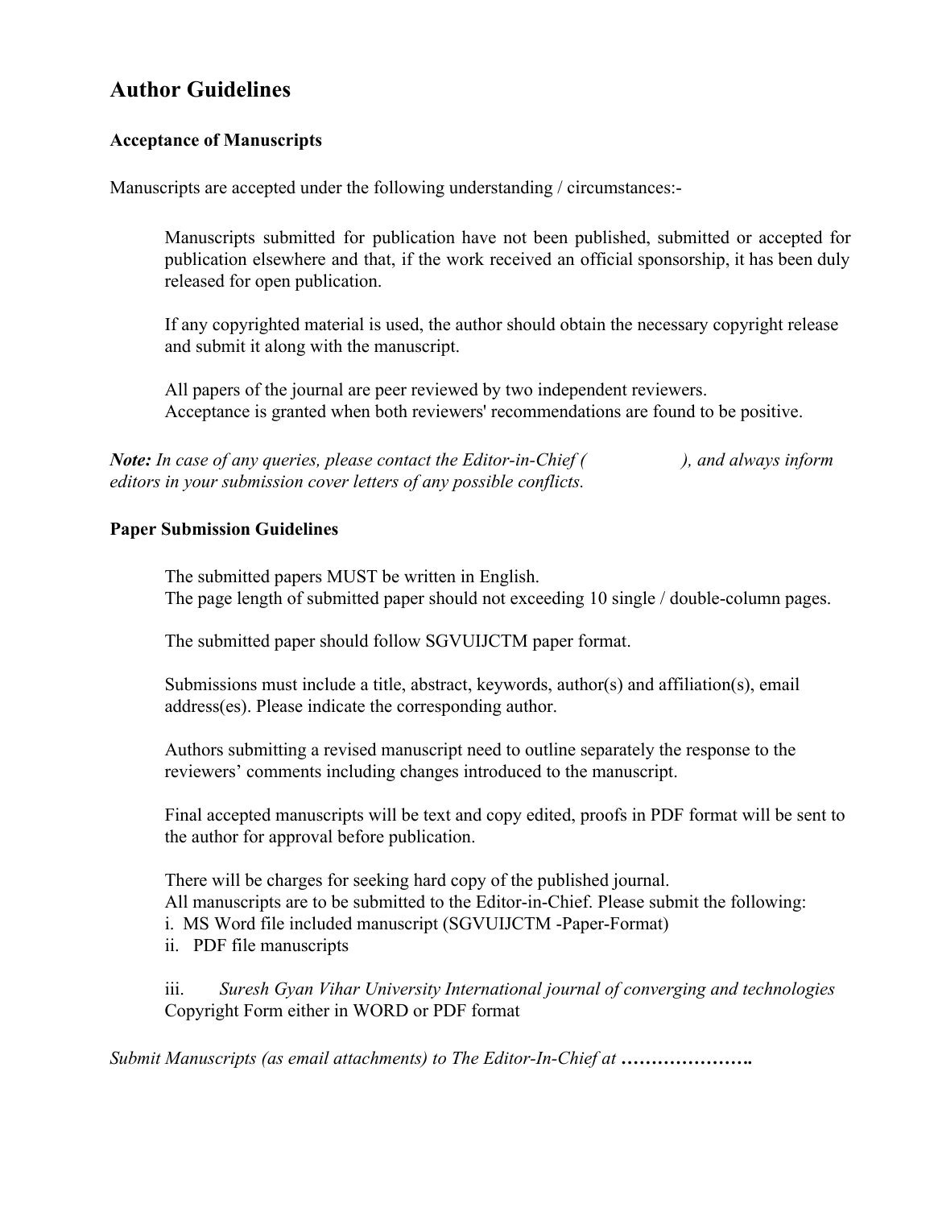# Author Guidelines

### Acceptance of Manuscripts

Manuscripts are accepted under the following understanding / circumstances:-

Manuscripts submitted for publication have not been published, submitted or accepted for publication elsewhere and that, if the work received an official sponsorship, it has been duly released for open publication.

If any copyrighted material is used, the author should obtain the necessary copyright release and submit it along with the manuscript.

All papers of the journal are peer reviewed by two independent reviewers.
Acceptance is granted when both reviewers' recommendations are found to be positive.

***Note:*** *In case of any queries, please contact the Editor-in-Chief (                    ), and always inform editors in your submission cover letters of any possible conflicts.*

### Paper Submission Guidelines

The submitted papers MUST be written in English.
The page length of submitted paper should not exceeding 10 single / double-column pages.

The submitted paper should follow SGVUIJCTM paper format.

Submissions must include a title, abstract, keywords, author(s) and affiliation(s), email address(es). Please indicate the corresponding author.

Authors submitting a revised manuscript need to outline separately the response to the reviewers' comments including changes introduced to the manuscript.

Final accepted manuscripts will be text and copy edited, proofs in PDF format will be sent to the author for approval before publication.

There will be charges for seeking hard copy of the published journal.
All manuscripts are to be submitted to the Editor-in-Chief. Please submit the following:

i. MS Word file included manuscript (SGVUIJCTM -Paper-Format)

ii. PDF file manuscripts

iii. *Suresh Gyan Vihar University International journal of converging and technologies* Copyright Form either in WORD or PDF format

*Submit Manuscripts (as email attachments) to The Editor-In-Chief at* **………………….**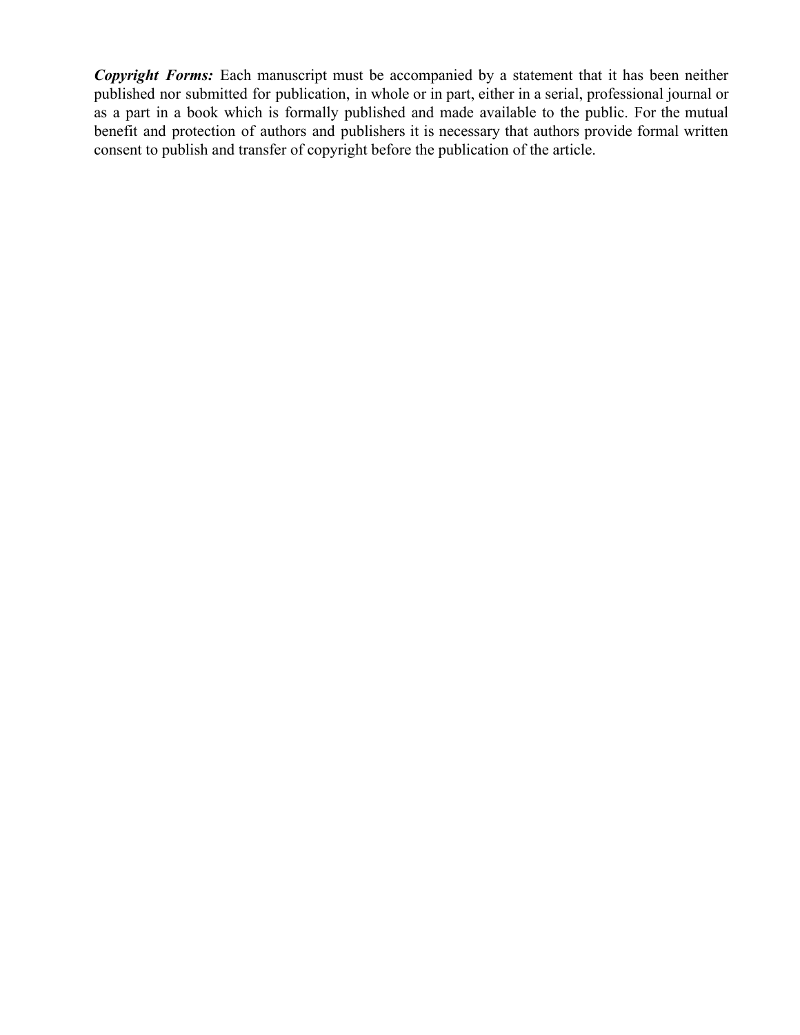***Copyright Forms:*** Each manuscript must be accompanied by a statement that it has been neither published nor submitted for publication, in whole or in part, either in a serial, professional journal or as a part in a book which is formally published and made available to the public. For the mutual benefit and protection of authors and publishers it is necessary that authors provide formal written consent to publish and transfer of copyright before the publication of the article.